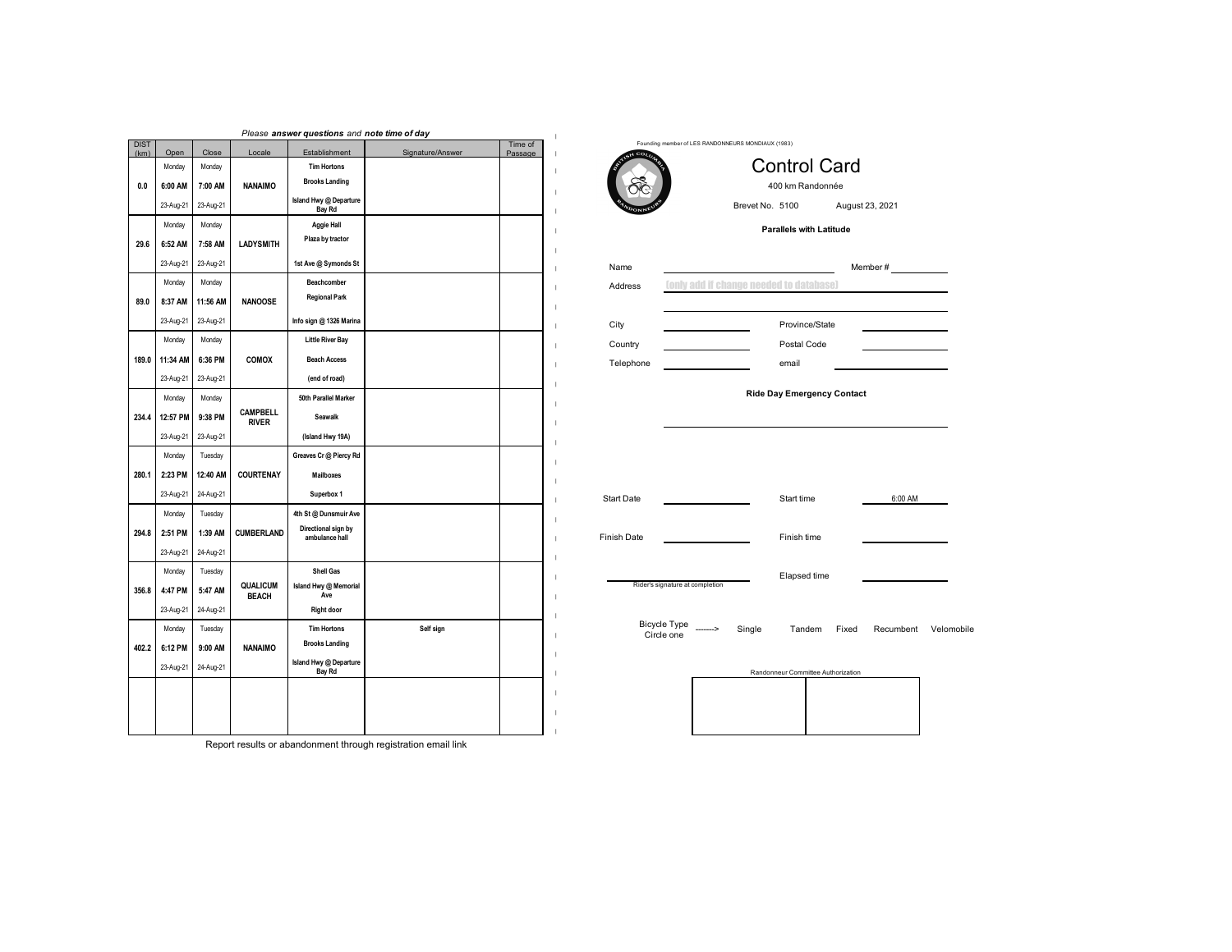*Please **answer questions** and **note time of day***

| DIST (km) | Open | Close | Locale | Establishment | Signature/Answer | Time of Passage |
|---|---|---|---|---|---|---|
| 0.0 | Monday<br>**6:00 AM**<br>23-Aug-21 | Monday<br>**7:00 AM**<br>23-Aug-21 | **NANAIMO** | **Tim Hortons**<br>**Brooks Landing**<br>**Island Hwy @ Departure Bay Rd** | | |
| 29.6 | Monday<br>**6:52 AM**<br>23-Aug-21 | Monday<br>**7:58 AM**<br>23-Aug-21 | **LADYSMITH** | **Aggie Hall**<br>**Plaza by tractor**<br>**1st Ave @ Symonds St** | | |
| 89.0 | Monday<br>**8:37 AM**<br>23-Aug-21 | Monday<br>**11:56 AM**<br>23-Aug-21 | **NANOOSE** | **Beachcomber**<br>**Regional Park**<br>**Info sign @ 1326 Marina** | | |
| 189.0 | Monday<br>**11:34 AM**<br>23-Aug-21 | Monday<br>**6:36 PM**<br>23-Aug-21 | **COMOX** | **Little River Bay**<br>**Beach Access**<br>**(end of road)** | | |
| 234.4 | Monday<br>**12:57 PM**<br>23-Aug-21 | Monday<br>**9:38 PM**<br>23-Aug-21 | **CAMPBELL RIVER** | **50th Parallel Marker**<br>**Seawalk**<br>**(Island Hwy 19A)** | | |
| 280.1 | Monday<br>**2:23 PM**<br>23-Aug-21 | Tuesday<br>**12:40 AM**<br>24-Aug-21 | **COURTENAY** | **Greaves Cr @ Piercy Rd**<br>**Mailboxes**<br>**Superbox 1** | | |
| 294.8 | Monday<br>**2:51 PM**<br>23-Aug-21 | Tuesday<br>**1:39 AM**<br>24-Aug-21 | **CUMBERLAND** | **4th St @ Dunsmuir Ave**<br>**Directional sign by ambulance hall** | | |
| 356.8 | Monday<br>**4:47 PM**<br>23-Aug-21 | Tuesday<br>**5:47 AM**<br>24-Aug-21 | **QUALICUM BEACH** | **Shell Gas**<br>**Island Hwy @ Memorial Ave**<br>**Right door** | | |
| 402.2 | Monday<br>**6:12 PM**<br>23-Aug-21 | Tuesday<br>**9:00 AM**<br>24-Aug-21 | **NANAIMO** | **Tim Hortons**<br>**Brooks Landing**<br>**Island Hwy @ Departure Bay Rd** | **Self sign** | |
| | | | | | | |

Report results or abandonment through registration email link

Founding member of LES RANDONNEURS MONDIAUX (1983)

BRITISH COLUMBIA RANDONNEURS

# Control Card

400 km Randonnée

Brevet No. 5100 August 23, 2021

**Parallels with Latitude**

Name \_\_\_\_\_\_\_\_\_\_\_\_\_\_\_\_\_\_\_\_ Member # \_\_\_\_\_\_\_\_

Address (only add if change needed to database)

City \_\_\_\_\_\_\_\_\_\_ Province/State \_\_\_\_\_\_\_\_\_\_

Country \_\_\_\_\_\_\_\_\_\_ Postal Code \_\_\_\_\_\_\_\_\_\_

Telephone \_\_\_\_\_\_\_\_\_\_ email \_\_\_\_\_\_\_\_\_\_

**Ride Day Emergency Contact**

Start Date \_\_\_\_\_\_\_\_\_\_ Start time 6:00 AM

Finish Date \_\_\_\_\_\_\_\_\_\_ Finish time \_\_\_\_\_\_\_\_\_\_

Rider's signature at completion \_\_\_\_\_\_\_\_\_\_ Elapsed time \_\_\_\_\_\_\_\_\_\_

Bicycle Type Circle one -------> Single Tandem Fixed Recumbent Velomobile

Randonneur Committee Authorization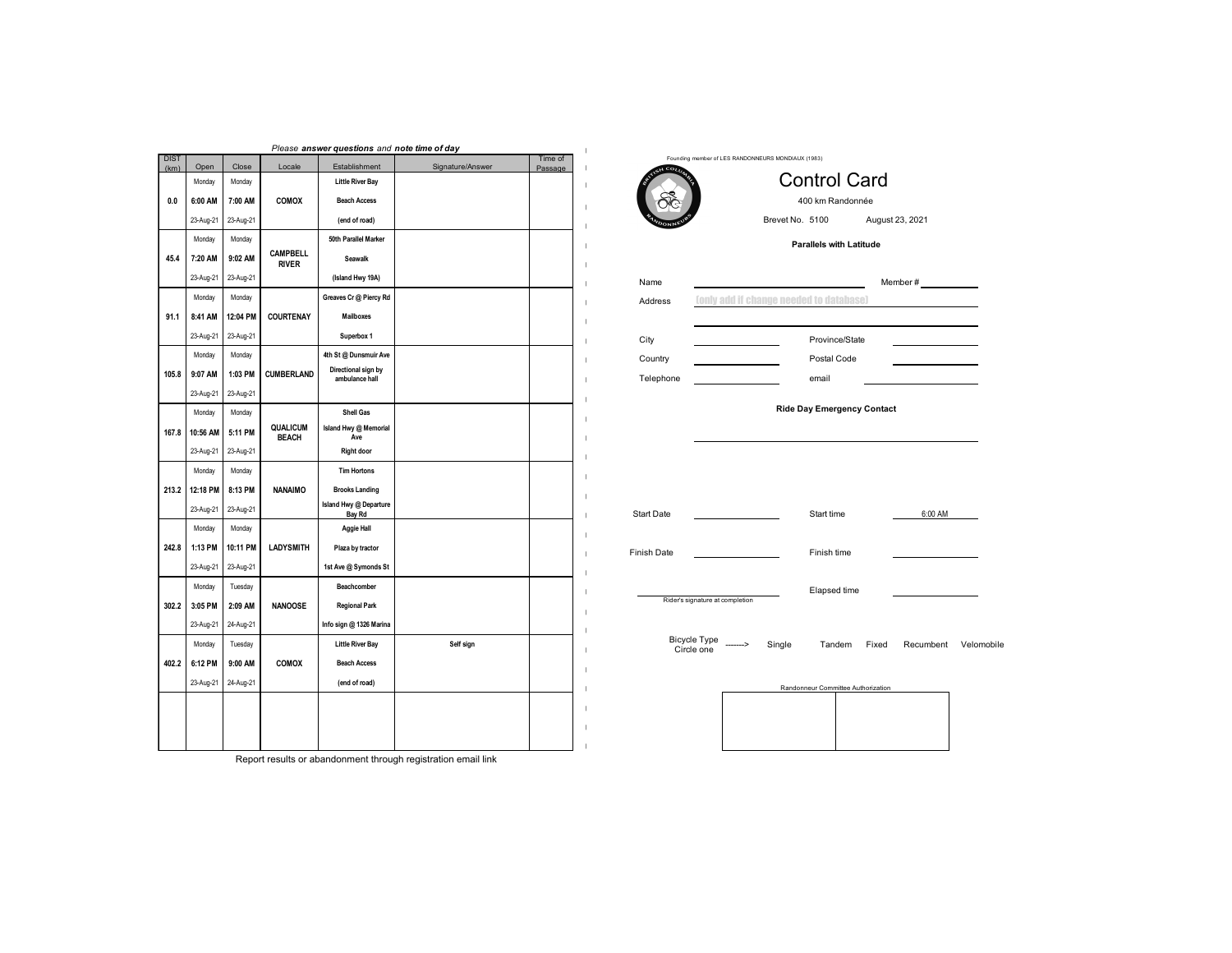*Please **answer questions** and **note time of day***

| DIST (km) | Open | Close | Locale | Establishment | Signature/Answer | Time of Passage |
|---|---|---|---|---|---|---|
| 0.0 | Monday 6:00 AM 23-Aug-21 | Monday 7:00 AM 23-Aug-21 | COMOX | Little River Bay Beach Access (end of road) | | |
| 45.4 | Monday 7:20 AM 23-Aug-21 | Monday 9:02 AM 23-Aug-21 | CAMPBELL RIVER | 50th Parallel Marker Seawalk (Island Hwy 19A) | | |
| 91.1 | Monday 8:41 AM 23-Aug-21 | Monday 12:04 PM 23-Aug-21 | COURTENAY | Greaves Cr @ Piercy Rd Mailboxes Superbox 1 | | |
| 105.8 | Monday 9:07 AM 23-Aug-21 | Monday 1:03 PM 23-Aug-21 | CUMBERLAND | 4th St @ Dunsmuir Ave Directional sign by ambulance hall | | |
| 167.8 | Monday 10:56 AM 23-Aug-21 | Monday 5:11 PM 23-Aug-21 | QUALICUM BEACH | Shell Gas Island Hwy @ Memorial Ave Right door | | |
| 213.2 | Monday 12:18 PM 23-Aug-21 | Monday 8:13 PM 23-Aug-21 | NANAIMO | Tim Hortons Brooks Landing Island Hwy @ Departure Bay Rd | | |
| 242.8 | Monday 1:13 PM 23-Aug-21 | Monday 10:11 PM 23-Aug-21 | LADYSMITH | Aggie Hall Plaza by tractor 1st Ave @ Symonds St | | |
| 302.2 | Monday 3:05 PM 23-Aug-21 | Tuesday 2:09 AM 24-Aug-21 | NANOOSE | Beachcomber Regional Park Info sign @ 1326 Marina | | |
| 402.2 | Monday 6:12 PM 23-Aug-21 | Tuesday 9:00 AM 24-Aug-21 | COMOX | Little River Bay Beach Access (end of road) | Self sign | |
| | | | | | | |

Report results or abandonment through registration email link

Founding member of LES RANDONNEURS MONDIAUX (1983)

BRITISH COLUMBIA RANDONNEURS

# Control Card

400 km Randonnée

Brevet No. 5100 August 23, 2021

**Parallels with Latitude**

Name ____________________ Member # __________

Address [only add if change needed to database] ____________________

____________________

City __________ Province/State __________

Country __________ Postal Code __________

Telephone __________ email __________

**Ride Day Emergency Contact**

____________________

Start Date __________ Start time 6:00 AM

Finish Date __________ Finish time __________

__________ Elapsed time __________

Rider's signature at completion

Bicycle Type Circle one -------> Single Tandem Fixed Recumbent Velomobile

Randonneur Committee Authorization

| | |
|---|---|
| | |